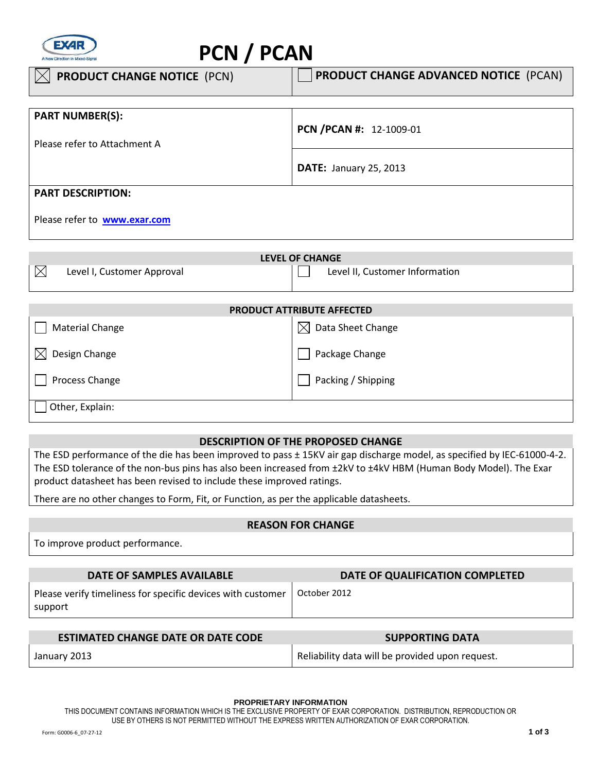# PCN / PCAN

| ☒ **PRODUCT CHANGE NOTICE** (PCN) | ☐ **PRODUCT CHANGE ADVANCED NOTICE** (PCAN) |
|---|---|

| **PART NUMBER(S):** Please refer to Attachment A | **PCN /PCAN #:** 12-1009-01 |
|---|---|
| | **DATE:** January 25, 2013 |

**PART DESCRIPTION:**

Please refer to **www.exar.com**

| LEVEL OF CHANGE | |
|---|---|
| ☒ Level I, Customer Approval | ☐ Level II, Customer Information |

| PRODUCT ATTRIBUTE AFFECTED | |
|---|---|
| ☐ Material Change | ☒ Data Sheet Change |
| ☒ Design Change | ☐ Package Change |
| ☐ Process Change | ☐ Packing / Shipping |
| ☐ Other, Explain: | |

## DESCRIPTION OF THE PROPOSED CHANGE

The ESD performance of the die has been improved to pass ± 15KV air gap discharge model, as specified by IEC-61000-4-2. The ESD tolerance of the non-bus pins has also been increased from ±2kV to ±4kV HBM (Human Body Model). The Exar product datasheet has been revised to include these improved ratings.

There are no other changes to Form, Fit, or Function, as per the applicable datasheets.

## REASON FOR CHANGE

To improve product performance.

| DATE OF SAMPLES AVAILABLE | DATE OF QUALIFICATION COMPLETED |
|---|---|
| Please verify timeliness for specific devices with customer support | October 2012 |

| ESTIMATED CHANGE DATE OR DATE CODE | SUPPORTING DATA |
|---|---|
| January 2013 | Reliability data will be provided upon request. |

**PROPRIETARY INFORMATION**

THIS DOCUMENT CONTAINS INFORMATION WHICH IS THE EXCLUSIVE PROPERTY OF EXAR CORPORATION. DISTRIBUTION, REPRODUCTION OR USE BY OTHERS IS NOT PERMITTED WITHOUT THE EXPRESS WRITTEN AUTHORIZATION OF EXAR CORPORATION.

Form: G0006-6_07-27-12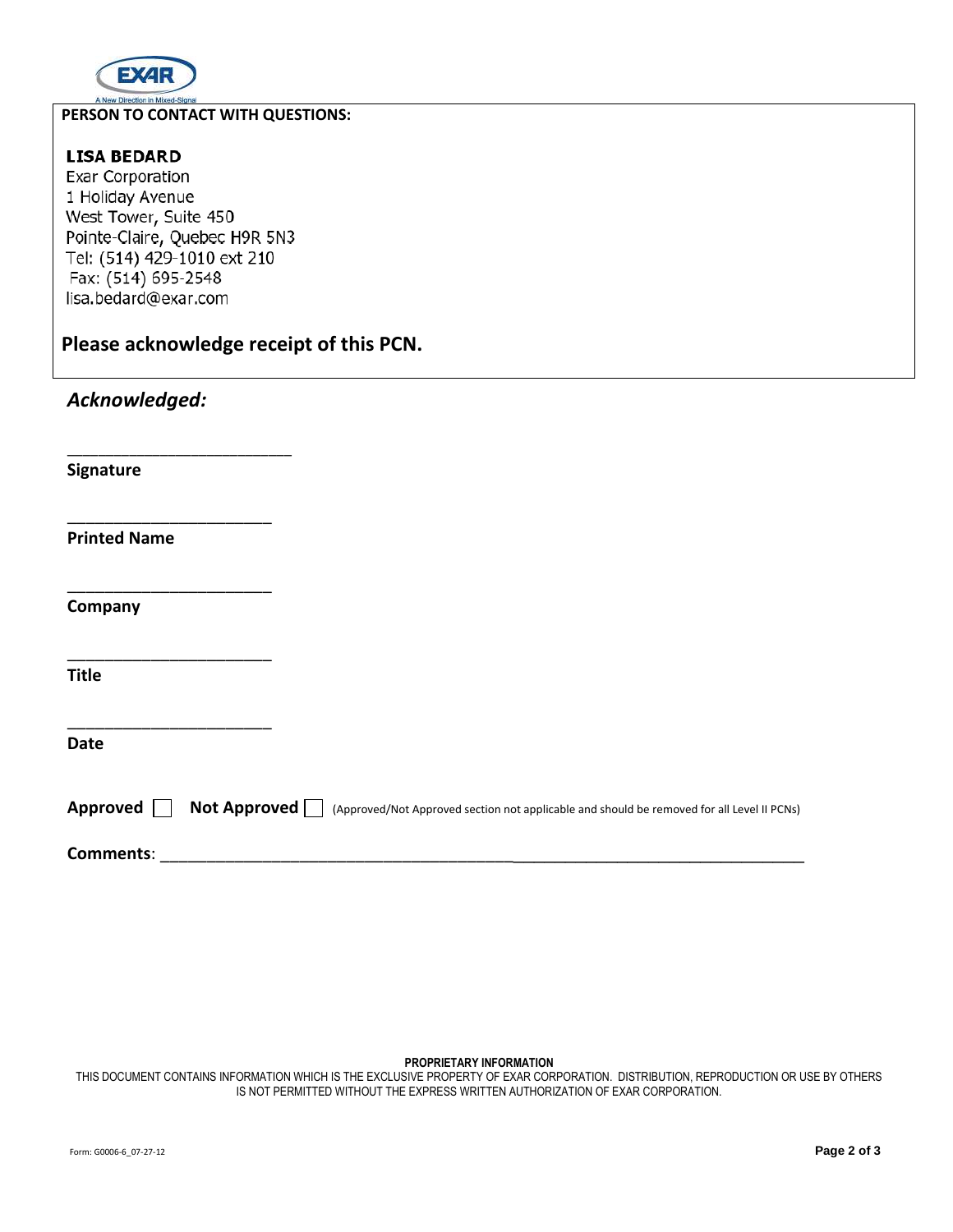**PERSON TO CONTACT WITH QUESTIONS:**

**LISA BEDARD**
Exar Corporation
1 Holiday Avenue
West Tower, Suite 450
Pointe-Claire, Quebec H9R 5N3
Tel: (514) 429-1010 ext 210
Fax: (514) 695-2548
lisa.bedard@exar.com

**Please acknowledge receipt of this PCN.**

***Acknowledged:***

\_\_\_\_\_\_\_\_\_\_\_\_\_\_\_\_\_\_\_\_\_\_\_\_\_\_\_\_

**Signature**

\_\_\_\_\_\_\_\_\_\_\_\_\_\_\_\_\_\_\_\_\_\_\_\_

**Printed Name**

\_\_\_\_\_\_\_\_\_\_\_\_\_\_\_\_\_\_\_\_\_\_\_\_

**Company**

\_\_\_\_\_\_\_\_\_\_\_\_\_\_\_\_\_\_\_\_\_\_\_\_

**Title**

\_\_\_\_\_\_\_\_\_\_\_\_\_\_\_\_\_\_\_\_\_\_\_\_

**Date**

**Approved** ☐ **Not Approved** ☐ (Approved/Not Approved section not applicable and should be removed for all Level II PCNs)

**Comments**: \_\_\_\_\_\_\_\_\_\_\_\_\_\_\_\_\_\_\_\_\_\_\_\_\_\_\_\_\_\_\_\_\_\_\_\_\_\_\_\_\_\_\_\_\_\_\_\_\_\_\_\_\_\_\_\_\_\_\_\_\_\_\_\_\_\_\_\_\_\_\_\_\_\_\_\_

**PROPRIETARY INFORMATION**
THIS DOCUMENT CONTAINS INFORMATION WHICH IS THE EXCLUSIVE PROPERTY OF EXAR CORPORATION. DISTRIBUTION, REPRODUCTION OR USE BY OTHERS IS NOT PERMITTED WITHOUT THE EXPRESS WRITTEN AUTHORIZATION OF EXAR CORPORATION.

Form: G0006-6_07-27-12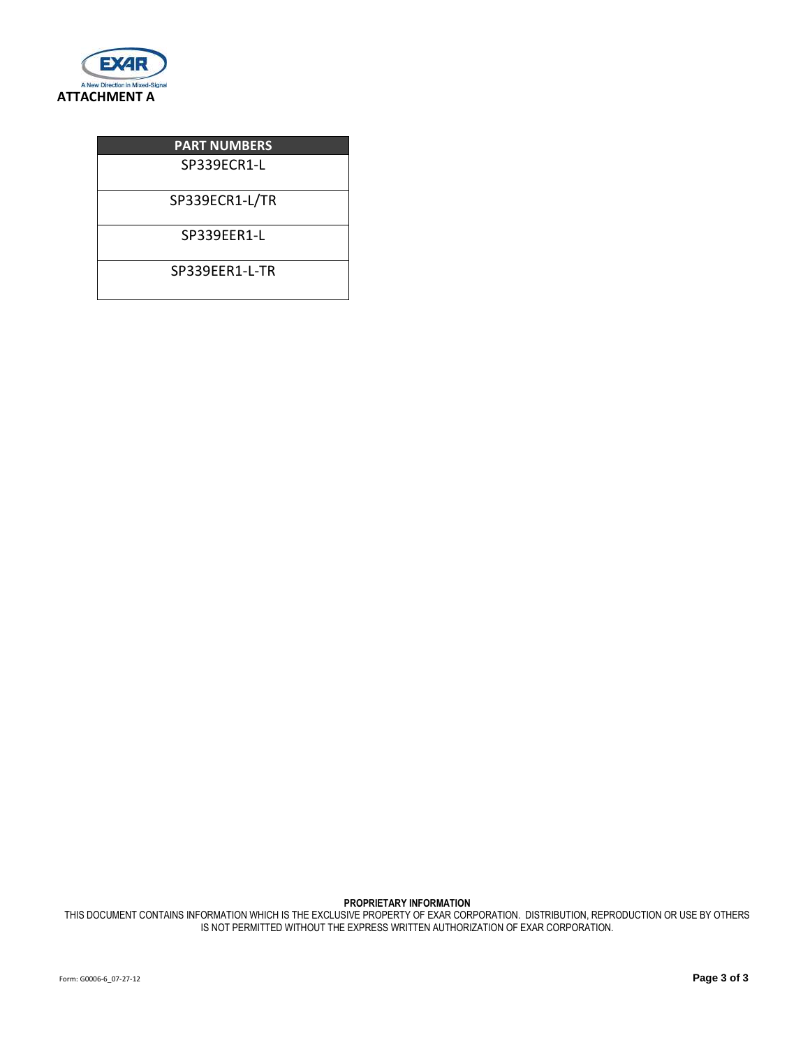**ATTACHMENT A**

| PART NUMBERS |
|---|
| SP339ECR1-L |
| SP339ECR1-L/TR |
| SP339EER1-L |
| SP339EER1-L-TR |

**PROPRIETARY INFORMATION**

THIS DOCUMENT CONTAINS INFORMATION WHICH IS THE EXCLUSIVE PROPERTY OF EXAR CORPORATION. DISTRIBUTION, REPRODUCTION OR USE BY OTHERS IS NOT PERMITTED WITHOUT THE EXPRESS WRITTEN AUTHORIZATION OF EXAR CORPORATION.

Form: G0006-6_07-27-12